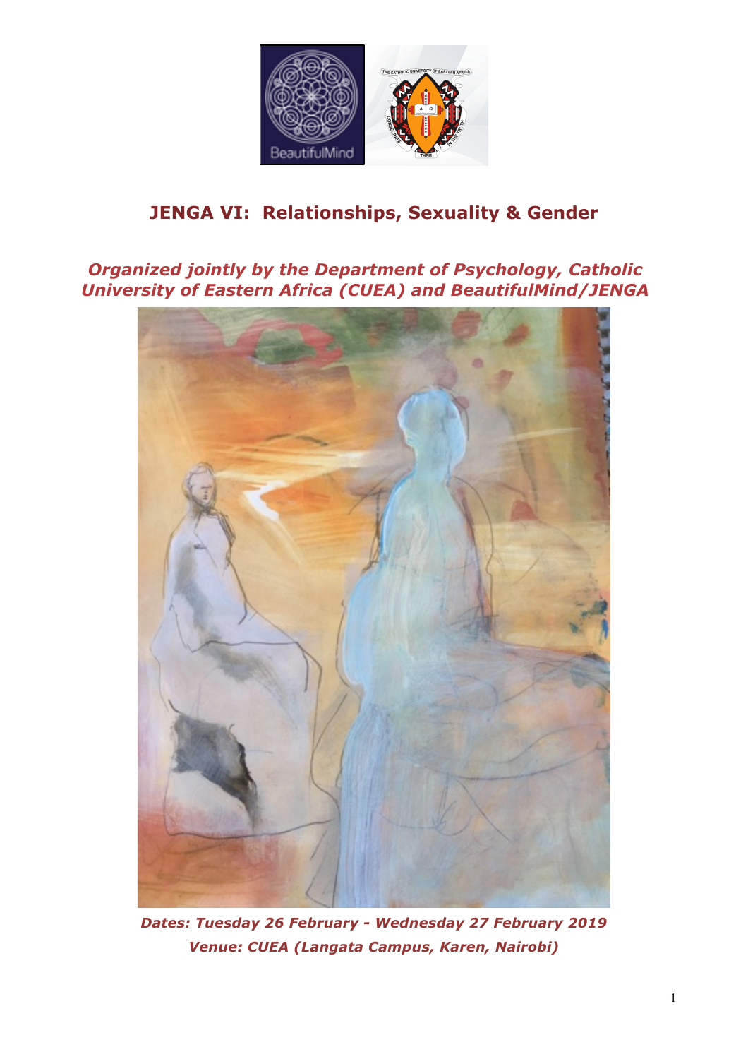# JENGA VI: Relationships, Sexuality & Gender

***Organized jointly by the Department of Psychology, Catholic University of Eastern Africa (CUEA) and BeautifulMind/JENGA***

***Dates: Tuesday 26 February - Wednesday 27 February 2019***

***Venue: CUEA (Langata Campus, Karen, Nairobi)***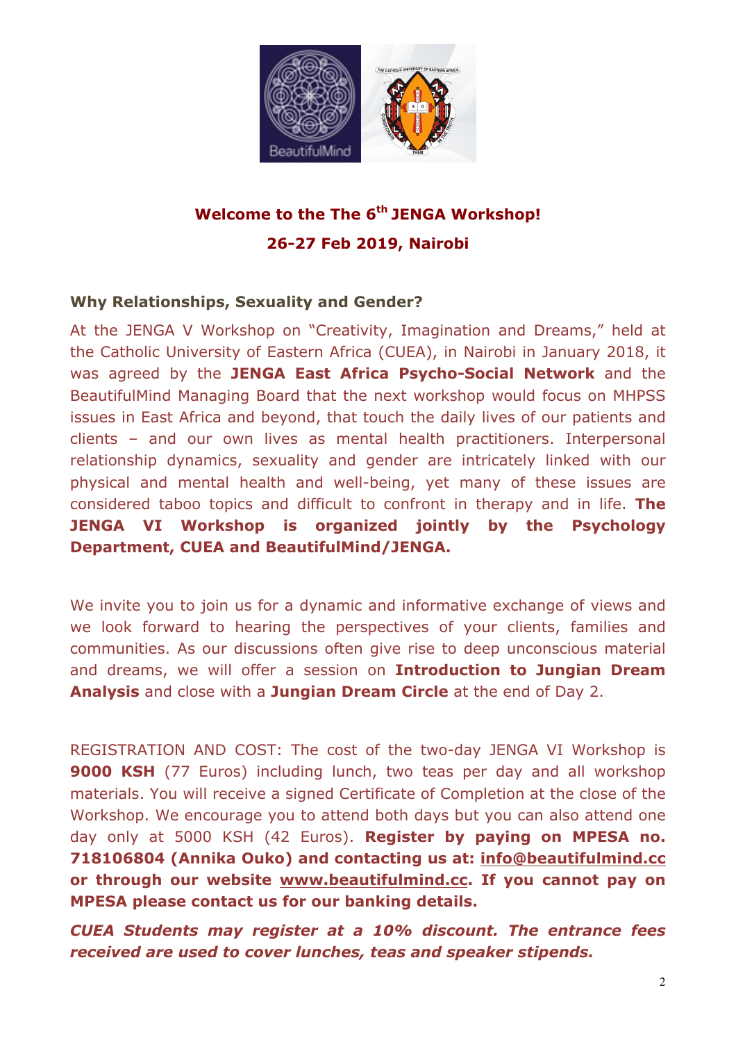## Welcome to the The 6th JENGA Workshop!

## 26-27 Feb 2019, Nairobi

### Why Relationships, Sexuality and Gender?

At the JENGA V Workshop on "Creativity, Imagination and Dreams," held at the Catholic University of Eastern Africa (CUEA), in Nairobi in January 2018, it was agreed by the **JENGA East Africa Psycho-Social Network** and the BeautifulMind Managing Board that the next workshop would focus on MHPSS issues in East Africa and beyond, that touch the daily lives of our patients and clients – and our own lives as mental health practitioners. Interpersonal relationship dynamics, sexuality and gender are intricately linked with our physical and mental health and well-being, yet many of these issues are considered taboo topics and difficult to confront in therapy and in life. **The JENGA VI Workshop is organized jointly by the Psychology Department, CUEA and BeautifulMind/JENGA.**

We invite you to join us for a dynamic and informative exchange of views and we look forward to hearing the perspectives of your clients, families and communities. As our discussions often give rise to deep unconscious material and dreams, we will offer a session on **Introduction to Jungian Dream Analysis** and close with a **Jungian Dream Circle** at the end of Day 2.

REGISTRATION AND COST: The cost of the two-day JENGA VI Workshop is **9000 KSH** (77 Euros) including lunch, two teas per day and all workshop materials. You will receive a signed Certificate of Completion at the close of the Workshop. We encourage you to attend both days but you can also attend one day only at 5000 KSH (42 Euros). **Register by paying on MPESA no. 718106804 (Annika Ouko) and contacting us at: info@beautifulmind.cc or through our website www.beautifulmind.cc. If you cannot pay on MPESA please contact us for our banking details.**

***CUEA Students may register at a 10% discount. The entrance fees received are used to cover lunches, teas and speaker stipends.***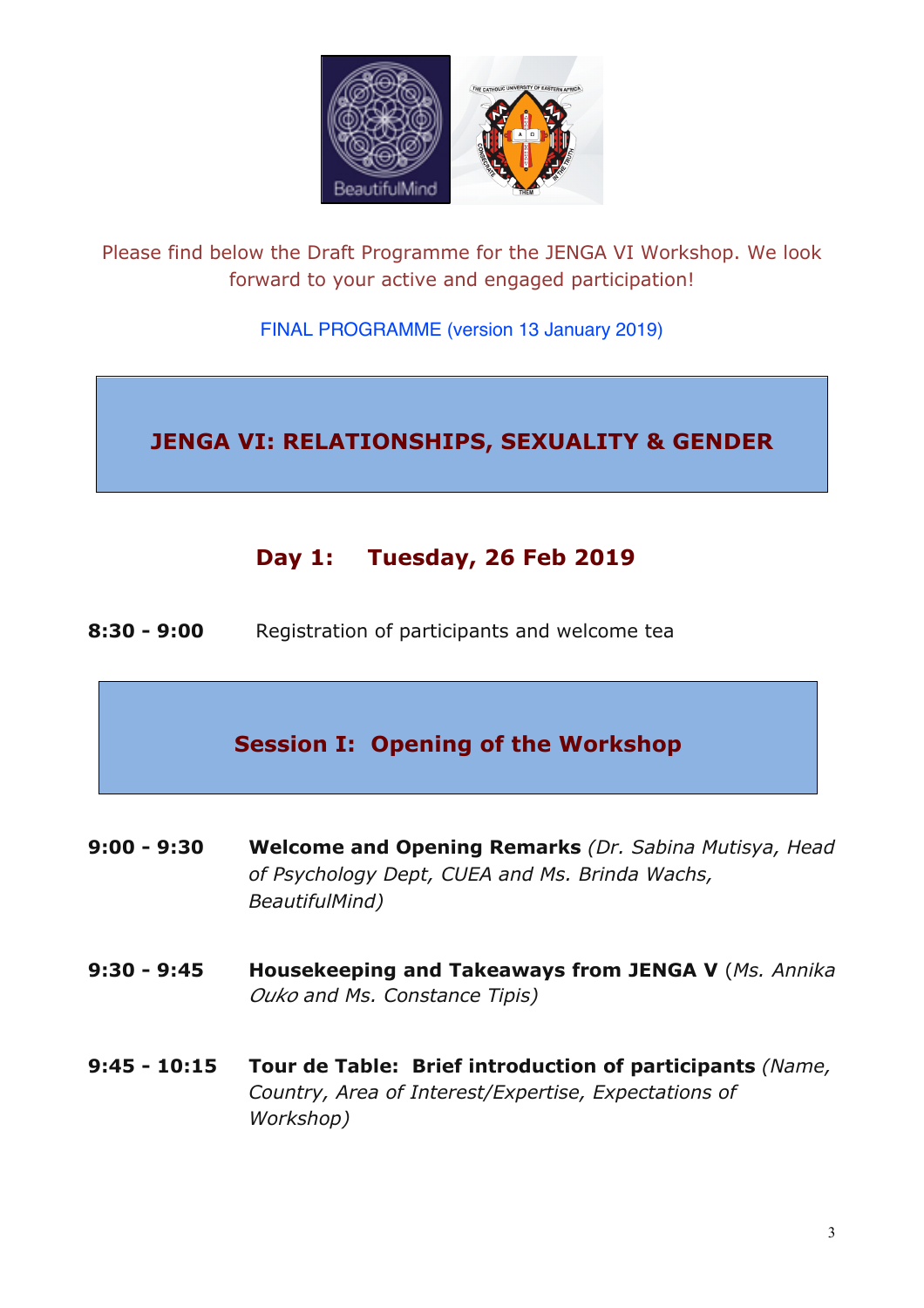Please find below the Draft Programme for the JENGA VI Workshop. We look forward to your active and engaged participation!

FINAL PROGRAMME (version 13 January 2019)

# JENGA VI: RELATIONSHIPS, SEXUALITY & GENDER

## Day 1: Tuesday, 26 Feb 2019

**8:30 - 9:00** Registration of participants and welcome tea

## Session I: Opening of the Workshop

**9:00 - 9:30** **Welcome and Opening Remarks** *(Dr. Sabina Mutisya, Head of Psychology Dept, CUEA and Ms. Brinda Wachs, BeautifulMind)*

**9:30 - 9:45** **Housekeeping and Takeaways from JENGA V** (*Ms. Annika Ouko and Ms. Constance Tipis)*

**9:45 - 10:15** **Tour de Table: Brief introduction of participants** *(Name, Country, Area of Interest/Expertise, Expectations of Workshop)*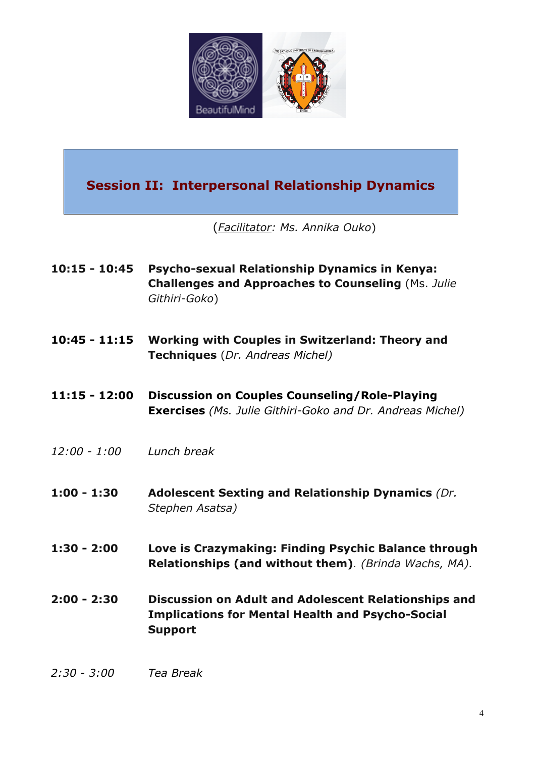## Session II: Interpersonal Relationship Dynamics

(*Facilitator: Ms. Annika Ouko*)

**10:15 - 10:45** **Psycho-sexual Relationship Dynamics in Kenya: Challenges and Approaches to Counseling** (Ms. *Julie Githiri-Goko*)

**10:45 - 11:15** **Working with Couples in Switzerland: Theory and Techniques** (*Dr. Andreas Michel)*

**11:15 - 12:00** **Discussion on Couples Counseling/Role-Playing Exercises** *(Ms. Julie Githiri-Goko and Dr. Andreas Michel)*

*12:00 - 1:00* *Lunch break*

**1:00 - 1:30** **Adolescent Sexting and Relationship Dynamics** *(Dr. Stephen Asatsa)*

**1:30 - 2:00** **Love is Crazymaking: Finding Psychic Balance through Relationships (and without them)***. (Brinda Wachs, MA).*

**2:00 - 2:30** **Discussion on Adult and Adolescent Relationships and Implications for Mental Health and Psycho-Social Support**

*2:30 - 3:00* *Tea Break*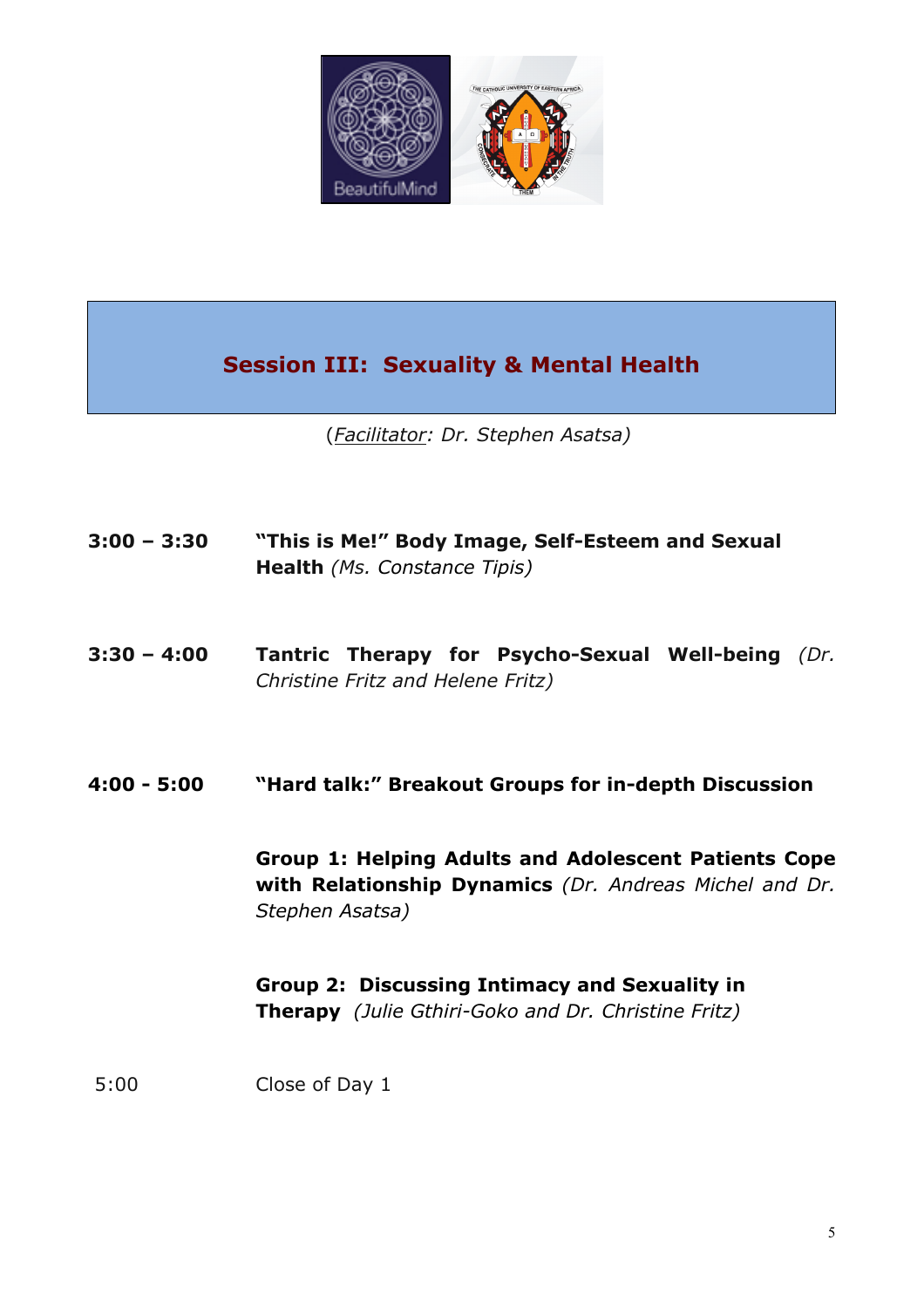## Session III: Sexuality & Mental Health

(*Facilitator: Dr. Stephen Asatsa*)

**3:00 – 3:30** **"This is Me!" Body Image, Self-Esteem and Sexual Health** *(Ms. Constance Tipis)*

**3:30 – 4:00** **Tantric Therapy for Psycho-Sexual Well-being** *(Dr. Christine Fritz and Helene Fritz)*

**4:00 - 5:00** **"Hard talk:" Breakout Groups for in-depth Discussion**

**Group 1: Helping Adults and Adolescent Patients Cope with Relationship Dynamics** *(Dr. Andreas Michel and Dr. Stephen Asatsa)*

**Group 2: Discussing Intimacy and Sexuality in Therapy** *(Julie Gthiri-Goko and Dr. Christine Fritz)*

5:00 Close of Day 1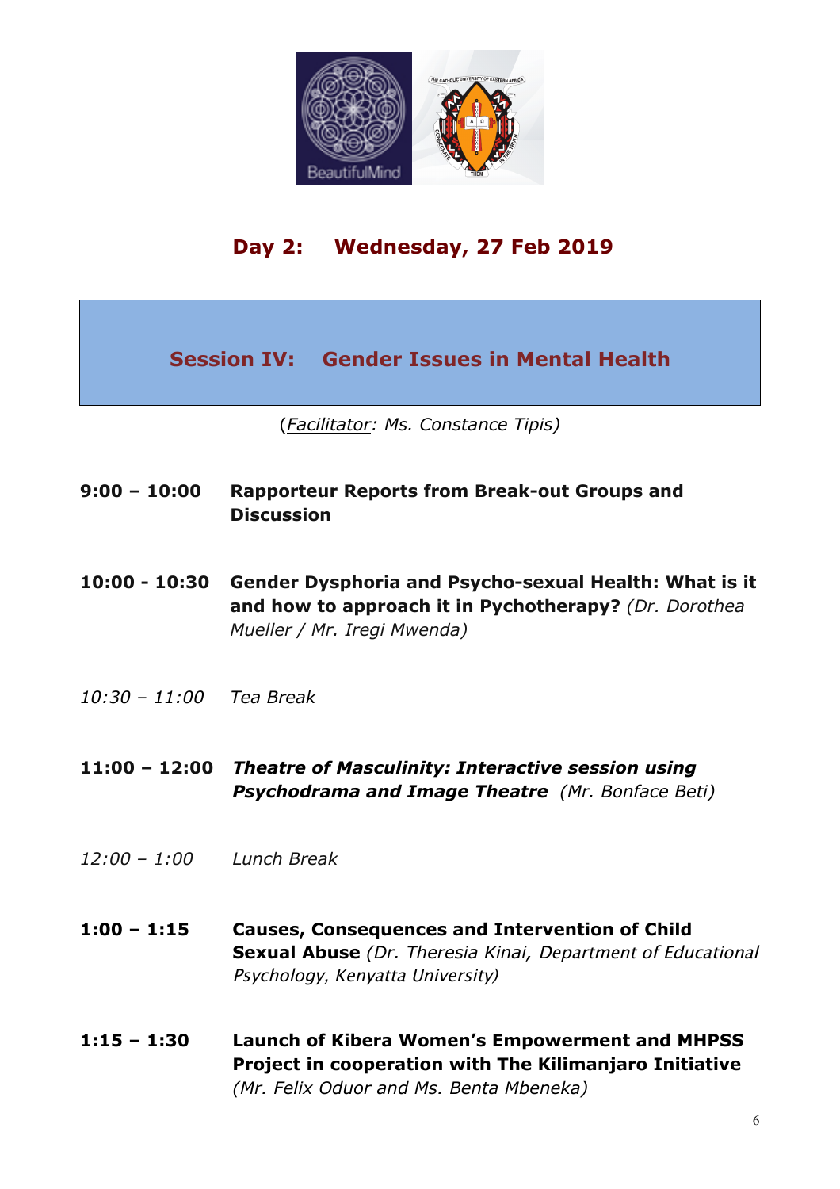## Day 2: Wednesday, 27 Feb 2019

### Session IV: Gender Issues in Mental Health

(*Facilitator: Ms. Constance Tipis*)

**9:00 – 10:00** **Rapporteur Reports from Break-out Groups and Discussion**

**10:00 - 10:30** **Gender Dysphoria and Psycho-sexual Health: What is it and how to approach it in Pychotherapy?** *(Dr. Dorothea Mueller / Mr. Iregi Mwenda)*

*10:30 – 11:00* *Tea Break*

**11:00 – 12:00** ***Theatre of Masculinity: Interactive session using Psychodrama and Image Theatre*** *(Mr. Bonface Beti)*

*12:00 – 1:00* *Lunch Break*

**1:00 – 1:15** **Causes, Consequences and Intervention of Child Sexual Abuse** *(Dr. Theresia Kinai, Department of Educational Psychology, Kenyatta University)*

**1:15 – 1:30** **Launch of Kibera Women's Empowerment and MHPSS Project in cooperation with The Kilimanjaro Initiative** *(Mr. Felix Oduor and Ms. Benta Mbeneka)*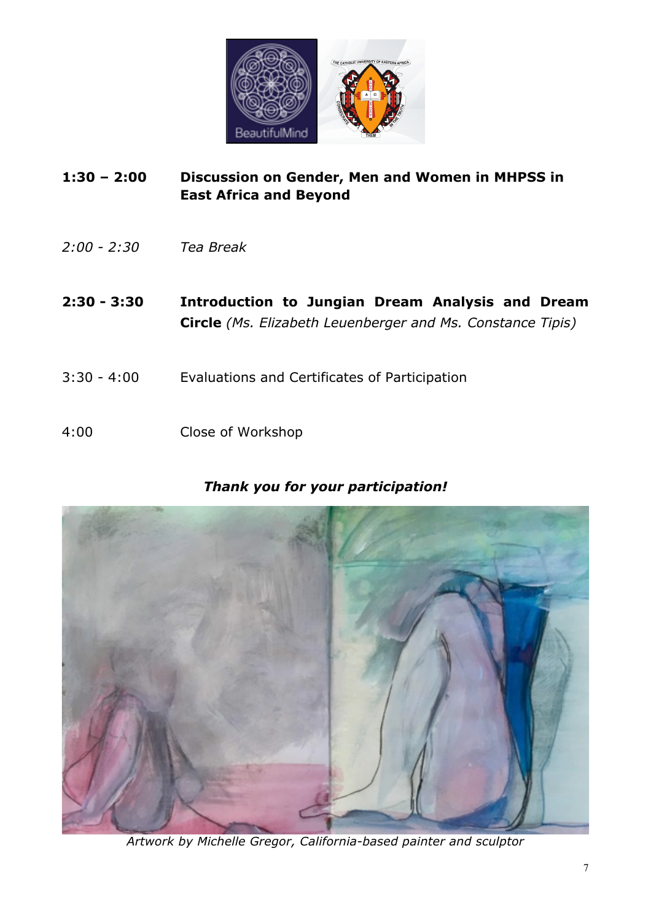**1:30 – 2:00** **Discussion on Gender, Men and Women in MHPSS in East Africa and Beyond**

*2:00 - 2:30* *Tea Break*

**2:30 - 3:30** **Introduction to Jungian Dream Analysis and Dream Circle** *(Ms. Elizabeth Leuenberger and Ms. Constance Tipis)*

3:30 - 4:00 Evaluations and Certificates of Participation

4:00 Close of Workshop

***Thank you for your participation!***

*Artwork by Michelle Gregor, California-based painter and sculptor*